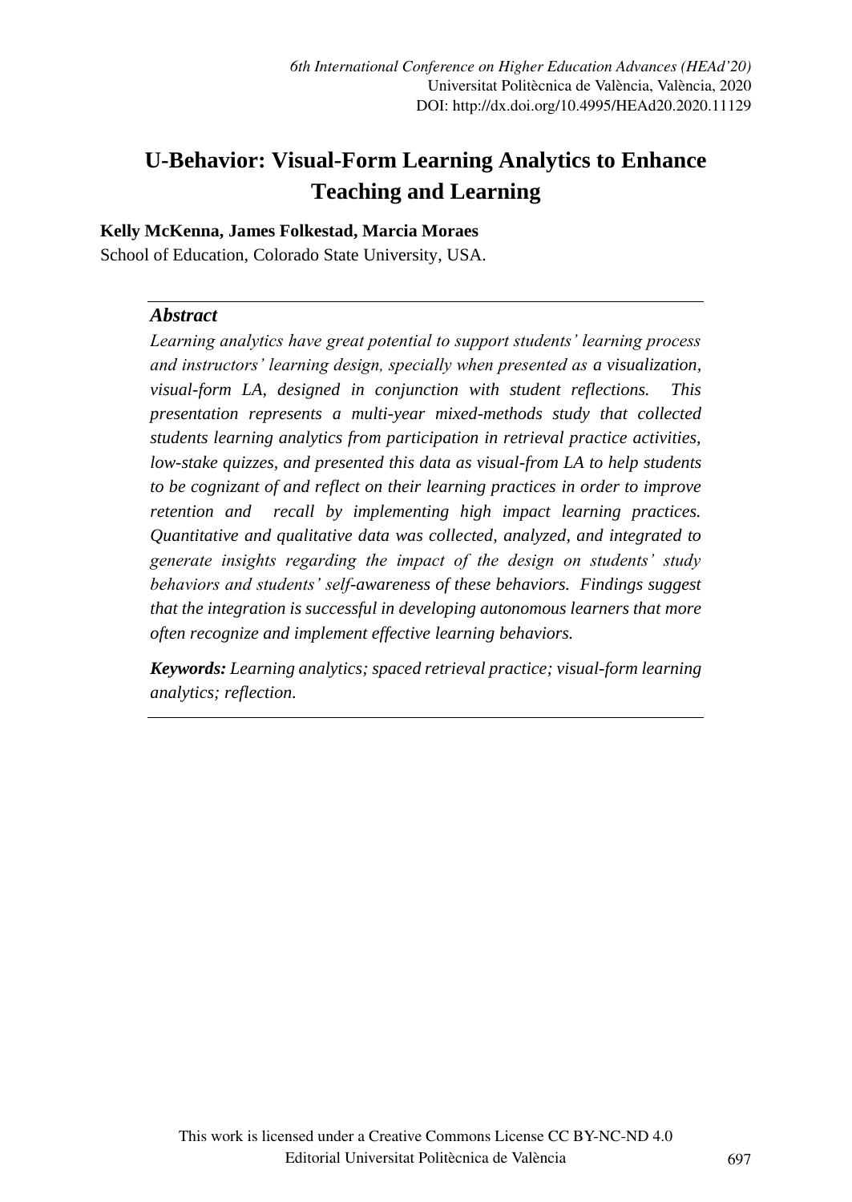# U-Behavior: Visual-Form Learning Analytics to Enhance Teaching and Learning

**Kelly McKenna, James Folkestad, Marcia Moraes**

School of Education, Colorado State University, USA.

## *Abstract*

*Learning analytics have great potential to support students' learning process and instructors' learning design, specially when presented as a visualization, visual-form LA, designed in conjunction with student reflections. This presentation represents a multi-year mixed-methods study that collected students learning analytics from participation in retrieval practice activities, low-stake quizzes, and presented this data as visual-from LA to help students to be cognizant of and reflect on their learning practices in order to improve retention and recall by implementing high impact learning practices. Quantitative and qualitative data was collected, analyzed, and integrated to generate insights regarding the impact of the design on students' study behaviors and students' self-awareness of these behaviors. Findings suggest that the integration is successful in developing autonomous learners that more often recognize and implement effective learning behaviors.*

***Keywords:*** *Learning analytics; spaced retrieval practice; visual-form learning analytics; reflection.*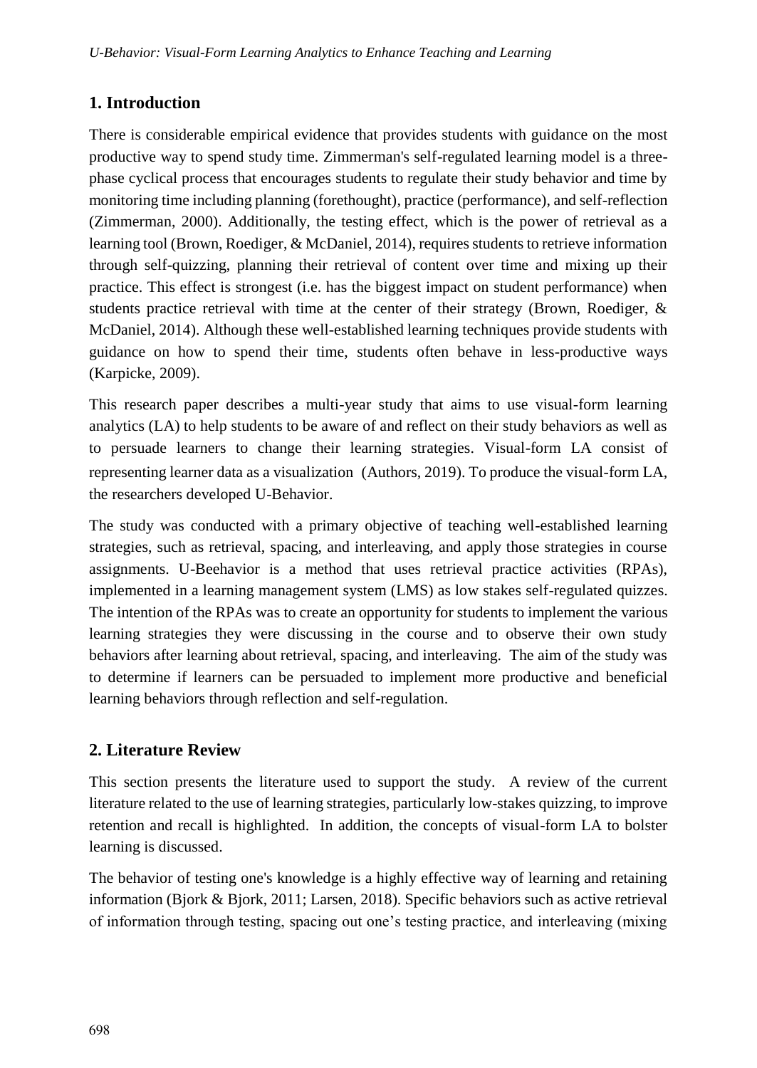## 1. Introduction

There is considerable empirical evidence that provides students with guidance on the most productive way to spend study time. Zimmerman's self-regulated learning model is a three-phase cyclical process that encourages students to regulate their study behavior and time by monitoring time including planning (forethought), practice (performance), and self-reflection (Zimmerman, 2000). Additionally, the testing effect, which is the power of retrieval as a learning tool (Brown, Roediger, & McDaniel, 2014), requires students to retrieve information through self-quizzing, planning their retrieval of content over time and mixing up their practice. This effect is strongest (i.e. has the biggest impact on student performance) when students practice retrieval with time at the center of their strategy (Brown, Roediger, & McDaniel, 2014). Although these well-established learning techniques provide students with guidance on how to spend their time, students often behave in less-productive ways (Karpicke, 2009).

This research paper describes a multi-year study that aims to use visual-form learning analytics (LA) to help students to be aware of and reflect on their study behaviors as well as to persuade learners to change their learning strategies. Visual-form LA consist of representing learner data as a visualization (Authors, 2019). To produce the visual-form LA, the researchers developed U-Behavior.

The study was conducted with a primary objective of teaching well-established learning strategies, such as retrieval, spacing, and interleaving, and apply those strategies in course assignments. U-Beehavior is a method that uses retrieval practice activities (RPAs), implemented in a learning management system (LMS) as low stakes self-regulated quizzes. The intention of the RPAs was to create an opportunity for students to implement the various learning strategies they were discussing in the course and to observe their own study behaviors after learning about retrieval, spacing, and interleaving. The aim of the study was to determine if learners can be persuaded to implement more productive and beneficial learning behaviors through reflection and self-regulation.

## 2. Literature Review

This section presents the literature used to support the study. A review of the current literature related to the use of learning strategies, particularly low-stakes quizzing, to improve retention and recall is highlighted. In addition, the concepts of visual-form LA to bolster learning is discussed.

The behavior of testing one's knowledge is a highly effective way of learning and retaining information (Bjork & Bjork, 2011; Larsen, 2018). Specific behaviors such as active retrieval of information through testing, spacing out one's testing practice, and interleaving (mixing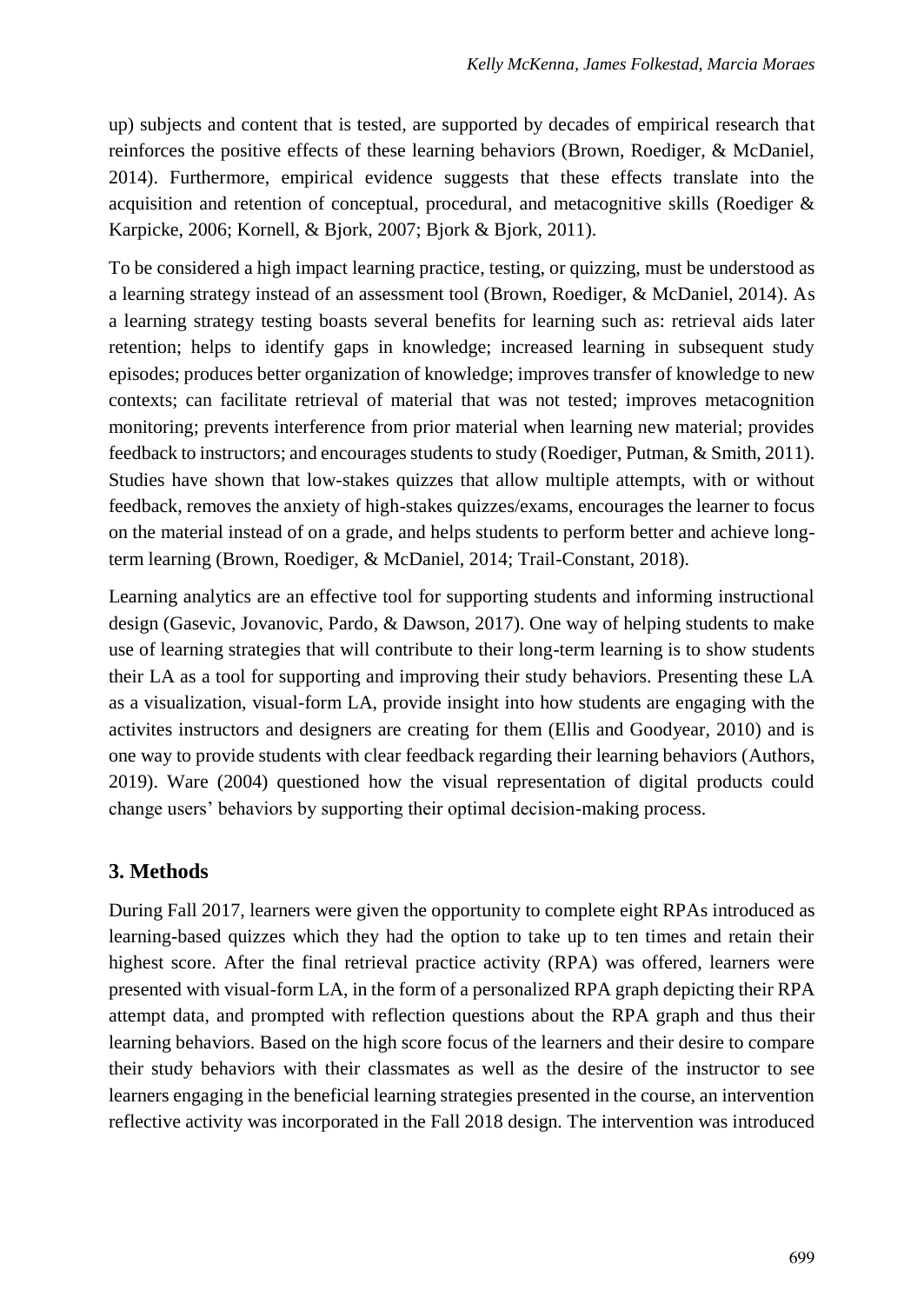up) subjects and content that is tested, are supported by decades of empirical research that reinforces the positive effects of these learning behaviors (Brown, Roediger, & McDaniel, 2014). Furthermore, empirical evidence suggests that these effects translate into the acquisition and retention of conceptual, procedural, and metacognitive skills (Roediger & Karpicke, 2006; Kornell, & Bjork, 2007; Bjork & Bjork, 2011).

To be considered a high impact learning practice, testing, or quizzing, must be understood as a learning strategy instead of an assessment tool (Brown, Roediger, & McDaniel, 2014). As a learning strategy testing boasts several benefits for learning such as: retrieval aids later retention; helps to identify gaps in knowledge; increased learning in subsequent study episodes; produces better organization of knowledge; improves transfer of knowledge to new contexts; can facilitate retrieval of material that was not tested; improves metacognition monitoring; prevents interference from prior material when learning new material; provides feedback to instructors; and encourages students to study (Roediger, Putman, & Smith, 2011). Studies have shown that low-stakes quizzes that allow multiple attempts, with or without feedback, removes the anxiety of high-stakes quizzes/exams, encourages the learner to focus on the material instead of on a grade, and helps students to perform better and achieve long-term learning (Brown, Roediger, & McDaniel, 2014; Trail-Constant, 2018).

Learning analytics are an effective tool for supporting students and informing instructional design (Gasevic, Jovanovic, Pardo, & Dawson, 2017). One way of helping students to make use of learning strategies that will contribute to their long-term learning is to show students their LA as a tool for supporting and improving their study behaviors. Presenting these LA as a visualization, visual-form LA, provide insight into how students are engaging with the activites instructors and designers are creating for them (Ellis and Goodyear, 2010) and is one way to provide students with clear feedback regarding their learning behaviors (Authors, 2019). Ware (2004) questioned how the visual representation of digital products could change users' behaviors by supporting their optimal decision-making process.

## 3. Methods

During Fall 2017, learners were given the opportunity to complete eight RPAs introduced as learning-based quizzes which they had the option to take up to ten times and retain their highest score. After the final retrieval practice activity (RPA) was offered, learners were presented with visual-form LA, in the form of a personalized RPA graph depicting their RPA attempt data, and prompted with reflection questions about the RPA graph and thus their learning behaviors. Based on the high score focus of the learners and their desire to compare their study behaviors with their classmates as well as the desire of the instructor to see learners engaging in the beneficial learning strategies presented in the course, an intervention reflective activity was incorporated in the Fall 2018 design. The intervention was introduced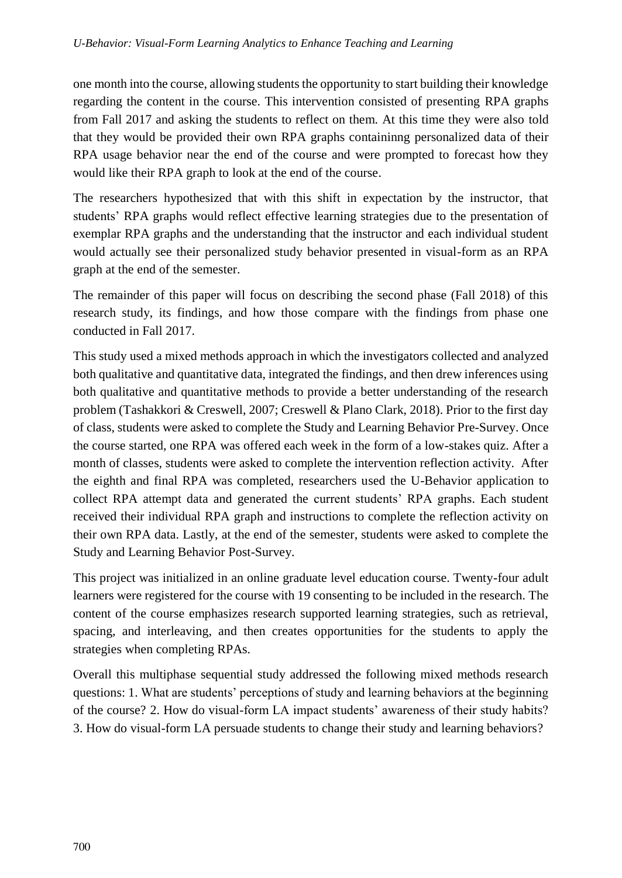one month into the course, allowing students the opportunity to start building their knowledge regarding the content in the course. This intervention consisted of presenting RPA graphs from Fall 2017 and asking the students to reflect on them. At this time they were also told that they would be provided their own RPA graphs containinng personalized data of their RPA usage behavior near the end of the course and were prompted to forecast how they would like their RPA graph to look at the end of the course.

The researchers hypothesized that with this shift in expectation by the instructor, that students' RPA graphs would reflect effective learning strategies due to the presentation of exemplar RPA graphs and the understanding that the instructor and each individual student would actually see their personalized study behavior presented in visual-form as an RPA graph at the end of the semester.

The remainder of this paper will focus on describing the second phase (Fall 2018) of this research study, its findings, and how those compare with the findings from phase one conducted in Fall 2017.

This study used a mixed methods approach in which the investigators collected and analyzed both qualitative and quantitative data, integrated the findings, and then drew inferences using both qualitative and quantitative methods to provide a better understanding of the research problem (Tashakkori & Creswell, 2007; Creswell & Plano Clark, 2018). Prior to the first day of class, students were asked to complete the Study and Learning Behavior Pre-Survey. Once the course started, one RPA was offered each week in the form of a low-stakes quiz. After a month of classes, students were asked to complete the intervention reflection activity. After the eighth and final RPA was completed, researchers used the U-Behavior application to collect RPA attempt data and generated the current students' RPA graphs. Each student received their individual RPA graph and instructions to complete the reflection activity on their own RPA data. Lastly, at the end of the semester, students were asked to complete the Study and Learning Behavior Post-Survey.

This project was initialized in an online graduate level education course. Twenty-four adult learners were registered for the course with 19 consenting to be included in the research. The content of the course emphasizes research supported learning strategies, such as retrieval, spacing, and interleaving, and then creates opportunities for the students to apply the strategies when completing RPAs.

Overall this multiphase sequential study addressed the following mixed methods research questions: 1. What are students' perceptions of study and learning behaviors at the beginning of the course? 2. How do visual-form LA impact students' awareness of their study habits? 3. How do visual-form LA persuade students to change their study and learning behaviors?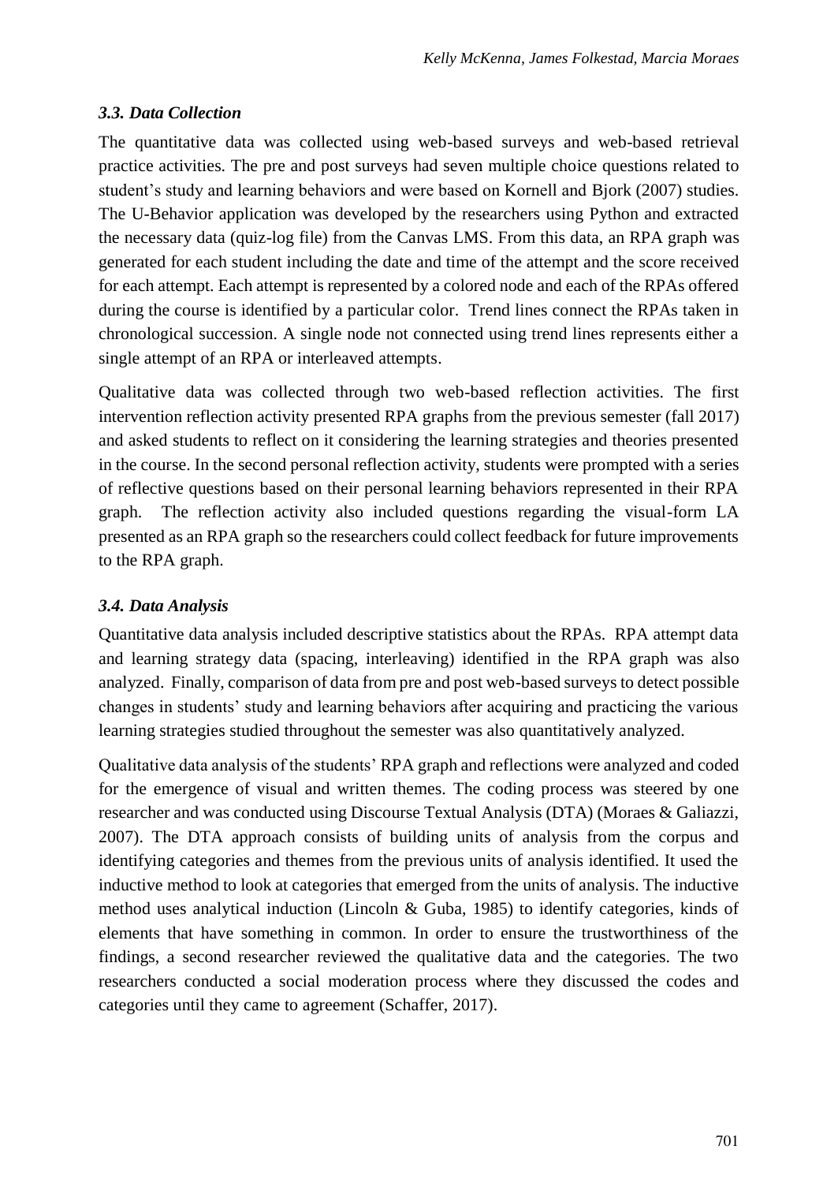### *3.3. Data Collection*

The quantitative data was collected using web-based surveys and web-based retrieval practice activities. The pre and post surveys had seven multiple choice questions related to student's study and learning behaviors and were based on Kornell and Bjork (2007) studies. The U-Behavior application was developed by the researchers using Python and extracted the necessary data (quiz-log file) from the Canvas LMS. From this data, an RPA graph was generated for each student including the date and time of the attempt and the score received for each attempt. Each attempt is represented by a colored node and each of the RPAs offered during the course is identified by a particular color. Trend lines connect the RPAs taken in chronological succession. A single node not connected using trend lines represents either a single attempt of an RPA or interleaved attempts.

Qualitative data was collected through two web-based reflection activities. The first intervention reflection activity presented RPA graphs from the previous semester (fall 2017) and asked students to reflect on it considering the learning strategies and theories presented in the course. In the second personal reflection activity, students were prompted with a series of reflective questions based on their personal learning behaviors represented in their RPA graph. The reflection activity also included questions regarding the visual-form LA presented as an RPA graph so the researchers could collect feedback for future improvements to the RPA graph.

### *3.4. Data Analysis*

Quantitative data analysis included descriptive statistics about the RPAs. RPA attempt data and learning strategy data (spacing, interleaving) identified in the RPA graph was also analyzed. Finally, comparison of data from pre and post web-based surveys to detect possible changes in students' study and learning behaviors after acquiring and practicing the various learning strategies studied throughout the semester was also quantitatively analyzed.

Qualitative data analysis of the students' RPA graph and reflections were analyzed and coded for the emergence of visual and written themes. The coding process was steered by one researcher and was conducted using Discourse Textual Analysis (DTA) (Moraes & Galiazzi, 2007). The DTA approach consists of building units of analysis from the corpus and identifying categories and themes from the previous units of analysis identified. It used the inductive method to look at categories that emerged from the units of analysis. The inductive method uses analytical induction (Lincoln & Guba, 1985) to identify categories, kinds of elements that have something in common. In order to ensure the trustworthiness of the findings, a second researcher reviewed the qualitative data and the categories. The two researchers conducted a social moderation process where they discussed the codes and categories until they came to agreement (Schaffer, 2017).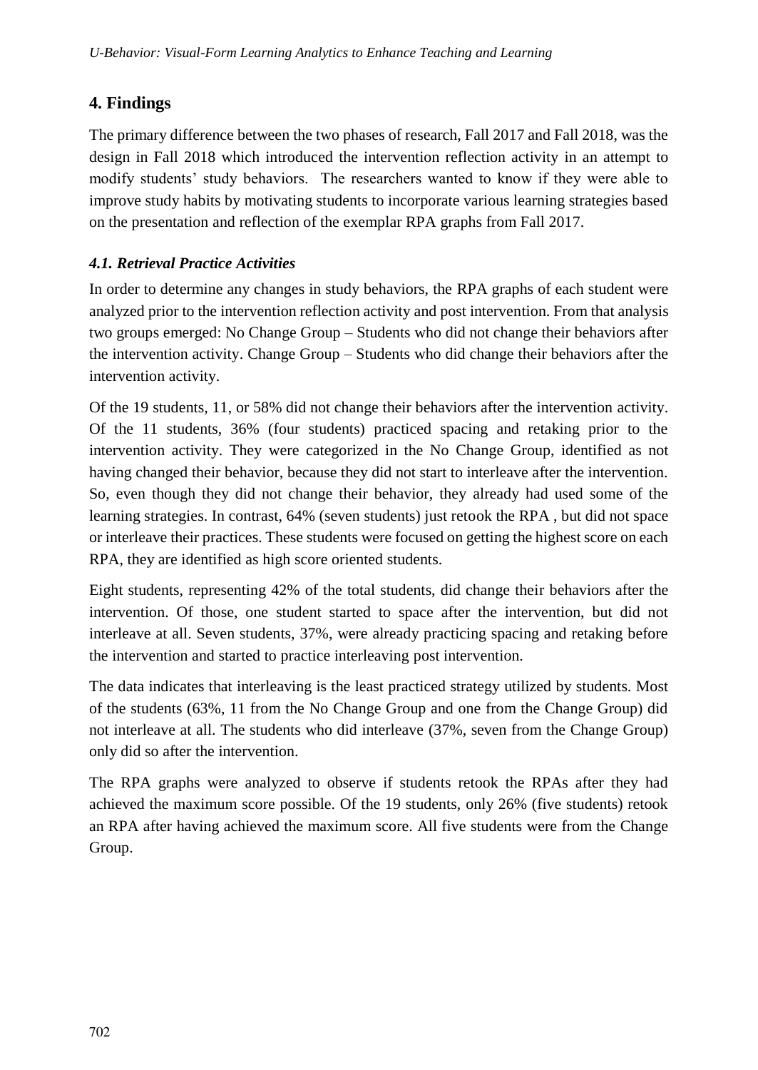## 4. Findings

The primary difference between the two phases of research, Fall 2017 and Fall 2018, was the design in Fall 2018 which introduced the intervention reflection activity in an attempt to modify students' study behaviors. The researchers wanted to know if they were able to improve study habits by motivating students to incorporate various learning strategies based on the presentation and reflection of the exemplar RPA graphs from Fall 2017.

### *4.1. Retrieval Practice Activities*

In order to determine any changes in study behaviors, the RPA graphs of each student were analyzed prior to the intervention reflection activity and post intervention. From that analysis two groups emerged: No Change Group – Students who did not change their behaviors after the intervention activity. Change Group – Students who did change their behaviors after the intervention activity.

Of the 19 students, 11, or 58% did not change their behaviors after the intervention activity. Of the 11 students, 36% (four students) practiced spacing and retaking prior to the intervention activity. They were categorized in the No Change Group, identified as not having changed their behavior, because they did not start to interleave after the intervention. So, even though they did not change their behavior, they already had used some of the learning strategies. In contrast, 64% (seven students) just retook the RPA , but did not space or interleave their practices. These students were focused on getting the highest score on each RPA, they are identified as high score oriented students.

Eight students, representing 42% of the total students, did change their behaviors after the intervention. Of those, one student started to space after the intervention, but did not interleave at all. Seven students, 37%, were already practicing spacing and retaking before the intervention and started to practice interleaving post intervention.

The data indicates that interleaving is the least practiced strategy utilized by students. Most of the students (63%, 11 from the No Change Group and one from the Change Group) did not interleave at all. The students who did interleave (37%, seven from the Change Group) only did so after the intervention.

The RPA graphs were analyzed to observe if students retook the RPAs after they had achieved the maximum score possible. Of the 19 students, only 26% (five students) retook an RPA after having achieved the maximum score. All five students were from the Change Group.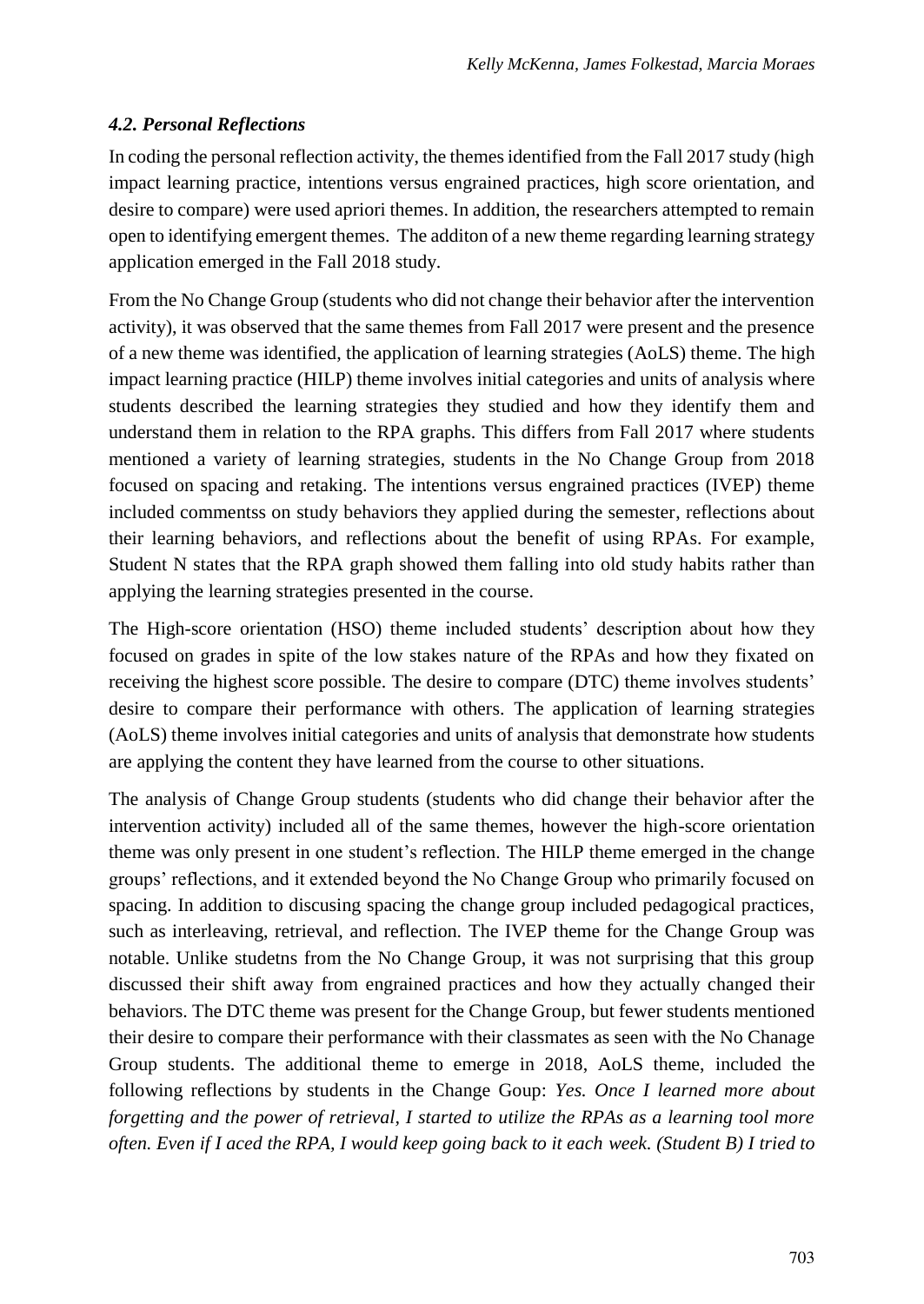### *4.2. Personal Reflections*

In coding the personal reflection activity, the themes identified from the Fall 2017 study (high impact learning practice, intentions versus engrained practices, high score orientation, and desire to compare) were used apriori themes. In addition, the researchers attempted to remain open to identifying emergent themes. The additon of a new theme regarding learning strategy application emerged in the Fall 2018 study.

From the No Change Group (students who did not change their behavior after the intervention activity), it was observed that the same themes from Fall 2017 were present and the presence of a new theme was identified, the application of learning strategies (AoLS) theme. The high impact learning practice (HILP) theme involves initial categories and units of analysis where students described the learning strategies they studied and how they identify them and understand them in relation to the RPA graphs. This differs from Fall 2017 where students mentioned a variety of learning strategies, students in the No Change Group from 2018 focused on spacing and retaking. The intentions versus engrained practices (IVEP) theme included commentss on study behaviors they applied during the semester, reflections about their learning behaviors, and reflections about the benefit of using RPAs. For example, Student N states that the RPA graph showed them falling into old study habits rather than applying the learning strategies presented in the course.

The High-score orientation (HSO) theme included students' description about how they focused on grades in spite of the low stakes nature of the RPAs and how they fixated on receiving the highest score possible. The desire to compare (DTC) theme involves students' desire to compare their performance with others. The application of learning strategies (AoLS) theme involves initial categories and units of analysis that demonstrate how students are applying the content they have learned from the course to other situations.

The analysis of Change Group students (students who did change their behavior after the intervention activity) included all of the same themes, however the high-score orientation theme was only present in one student's reflection. The HILP theme emerged in the change groups' reflections, and it extended beyond the No Change Group who primarily focused on spacing. In addition to discusing spacing the change group included pedagogical practices, such as interleaving, retrieval, and reflection. The IVEP theme for the Change Group was notable. Unlike studetns from the No Change Group, it was not surprising that this group discussed their shift away from engrained practices and how they actually changed their behaviors. The DTC theme was present for the Change Group, but fewer students mentioned their desire to compare their performance with their classmates as seen with the No Chanage Group students. The additional theme to emerge in 2018, AoLS theme, included the following reflections by students in the Change Goup: *Yes. Once I learned more about forgetting and the power of retrieval, I started to utilize the RPAs as a learning tool more often. Even if I aced the RPA, I would keep going back to it each week. (Student B) I tried to*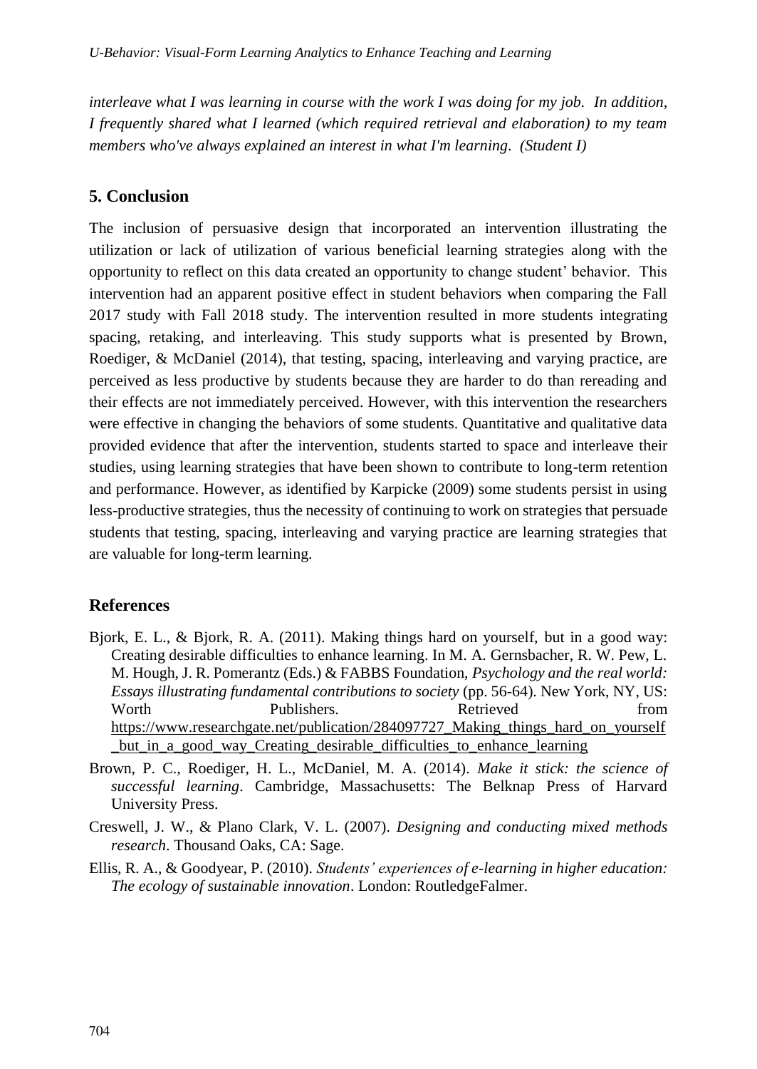*interleave what I was learning in course with the work I was doing for my job. In addition, I frequently shared what I learned (which required retrieval and elaboration) to my team members who've always explained an interest in what I'm learning. (Student I)*

## 5. Conclusion

The inclusion of persuasive design that incorporated an intervention illustrating the utilization or lack of utilization of various beneficial learning strategies along with the opportunity to reflect on this data created an opportunity to change student' behavior. This intervention had an apparent positive effect in student behaviors when comparing the Fall 2017 study with Fall 2018 study. The intervention resulted in more students integrating spacing, retaking, and interleaving. This study supports what is presented by Brown, Roediger, & McDaniel (2014), that testing, spacing, interleaving and varying practice, are perceived as less productive by students because they are harder to do than rereading and their effects are not immediately perceived. However, with this intervention the researchers were effective in changing the behaviors of some students. Quantitative and qualitative data provided evidence that after the intervention, students started to space and interleave their studies, using learning strategies that have been shown to contribute to long-term retention and performance. However, as identified by Karpicke (2009) some students persist in using less-productive strategies, thus the necessity of continuing to work on strategies that persuade students that testing, spacing, interleaving and varying practice are learning strategies that are valuable for long-term learning.

## References

Bjork, E. L., & Bjork, R. A. (2011). Making things hard on yourself, but in a good way: Creating desirable difficulties to enhance learning. In M. A. Gernsbacher, R. W. Pew, L. M. Hough, J. R. Pomerantz (Eds.) & FABBS Foundation, *Psychology and the real world: Essays illustrating fundamental contributions to society* (pp. 56-64). New York, NY, US: Worth Publishers. Retrieved from https://www.researchgate.net/publication/284097727_Making_things_hard_on_yourself_but_in_a_good_way_Creating_desirable_difficulties_to_enhance_learning

Brown, P. C., Roediger, H. L., McDaniel, M. A. (2014). *Make it stick: the science of successful learning*. Cambridge, Massachusetts: The Belknap Press of Harvard University Press.

Creswell, J. W., & Plano Clark, V. L. (2007). *Designing and conducting mixed methods research*. Thousand Oaks, CA: Sage.

Ellis, R. A., & Goodyear, P. (2010). *Students' experiences of e-learning in higher education: The ecology of sustainable innovation*. London: RoutledgeFalmer.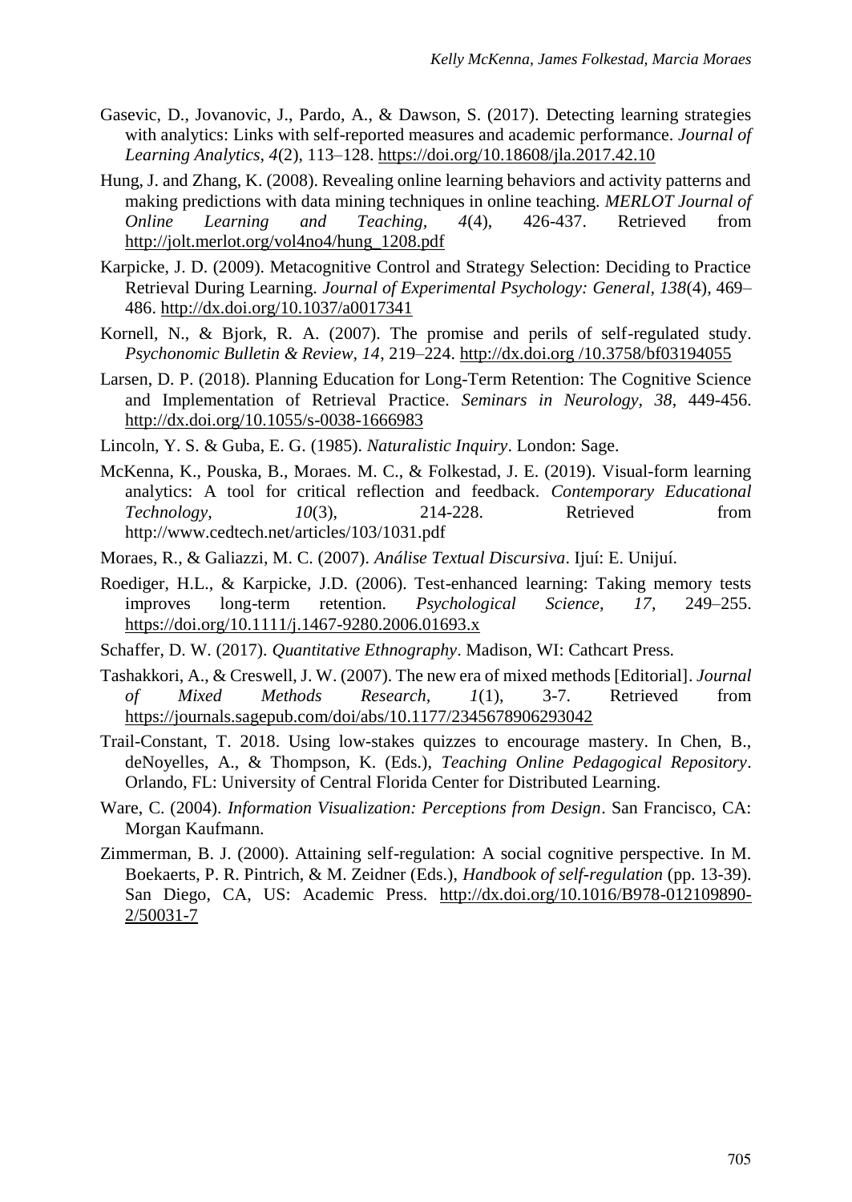Gasevic, D., Jovanovic, J., Pardo, A., & Dawson, S. (2017). Detecting learning strategies with analytics: Links with self-reported measures and academic performance. *Journal of Learning Analytics, 4*(2), 113–128. https://doi.org/10.18608/jla.2017.42.10

Hung, J. and Zhang, K. (2008). Revealing online learning behaviors and activity patterns and making predictions with data mining techniques in online teaching. *MERLOT Journal of Online Learning and Teaching, 4*(4), 426-437. Retrieved from http://jolt.merlot.org/vol4no4/hung_1208.pdf

Karpicke, J. D. (2009). Metacognitive Control and Strategy Selection: Deciding to Practice Retrieval During Learning. *Journal of Experimental Psychology: General, 138*(4), 469–486. http://dx.doi.org/10.1037/a0017341

Kornell, N., & Bjork, R. A. (2007). The promise and perils of self-regulated study. *Psychonomic Bulletin & Review, 14*, 219–224. http://dx.doi.org /10.3758/bf03194055

Larsen, D. P. (2018). Planning Education for Long-Term Retention: The Cognitive Science and Implementation of Retrieval Practice. *Seminars in Neurology, 38*, 449-456. http://dx.doi.org/10.1055/s-0038-1666983

Lincoln, Y. S. & Guba, E. G. (1985). *Naturalistic Inquiry*. London: Sage.

McKenna, K., Pouska, B., Moraes. M. C., & Folkestad, J. E. (2019). Visual-form learning analytics: A tool for critical reflection and feedback. *Contemporary Educational Technology, 10*(3), 214-228. Retrieved from http://www.cedtech.net/articles/103/1031.pdf

Moraes, R., & Galiazzi, M. C. (2007). *Análise Textual Discursiva*. Ijuí: E. Unijuí.

Roediger, H.L., & Karpicke, J.D. (2006). Test-enhanced learning: Taking memory tests improves long-term retention. *Psychological Science, 17*, 249–255. https://doi.org/10.1111/j.1467-9280.2006.01693.x

Schaffer, D. W. (2017). *Quantitative Ethnography*. Madison, WI: Cathcart Press.

Tashakkori, A., & Creswell, J. W. (2007). The new era of mixed methods [Editorial]. *Journal of Mixed Methods Research, 1*(1), 3-7. Retrieved from https://journals.sagepub.com/doi/abs/10.1177/2345678906293042

Trail-Constant, T. 2018. Using low-stakes quizzes to encourage mastery. In Chen, B., deNoyelles, A., & Thompson, K. (Eds.), *Teaching Online Pedagogical Repository*. Orlando, FL: University of Central Florida Center for Distributed Learning.

Ware, C. (2004). *Information Visualization: Perceptions from Design*. San Francisco, CA: Morgan Kaufmann.

Zimmerman, B. J. (2000). Attaining self-regulation: A social cognitive perspective. In M. Boekaerts, P. R. Pintrich, & M. Zeidner (Eds.), *Handbook of self-regulation* (pp. 13-39). San Diego, CA, US: Academic Press. http://dx.doi.org/10.1016/B978-012109890-2/50031-7